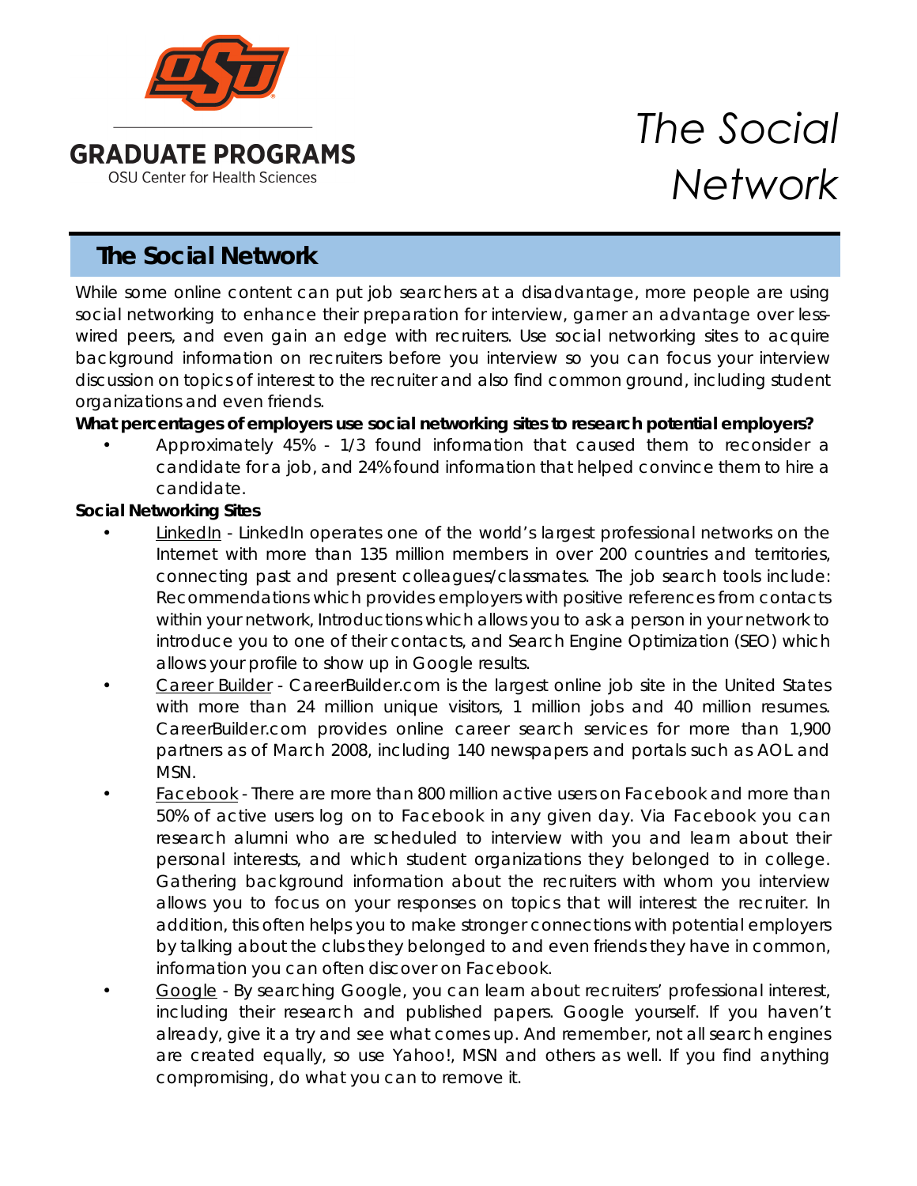GRADUATE PROGRAMS

OSU Center for Health Sciences

# The Social Network

## The Social Network

While some online content can put job searchers at a disadvantage, more people are using social networking to enhance their preparation for interview, garner an advantage over less-wired peers, and even gain an edge with recruiters. Use social networking sites to acquire background information on recruiters before you interview so you can focus your interview discussion on topics of interest to the recruiter and also find common ground, including student organizations and even friends.

**What percentages of employers use social networking sites to research potential employers?**

- Approximately 45% - 1/3 found information that caused them to reconsider a candidate for a job, and 24% found information that helped convince them to hire a candidate.

**Social Networking Sites**

- LinkedIn - LinkedIn operates one of the world's largest professional networks on the Internet with more than 135 million members in over 200 countries and territories, connecting past and present colleagues/classmates. The job search tools include: Recommendations which provides employers with positive references from contacts within your network, Introductions which allows you to ask a person in your network to introduce you to one of their contacts, and Search Engine Optimization (SEO) which allows your profile to show up in Google results.
- Career Builder - CareerBuilder.com is the largest online job site in the United States with more than 24 million unique visitors, 1 million jobs and 40 million resumes. CareerBuilder.com provides online career search services for more than 1,900 partners as of March 2008, including 140 newspapers and portals such as AOL and MSN.
- Facebook - There are more than 800 million active users on Facebook and more than 50% of active users log on to Facebook in any given day. Via Facebook you can research alumni who are scheduled to interview with you and learn about their personal interests, and which student organizations they belonged to in college. Gathering background information about the recruiters with whom you interview allows you to focus on your responses on topics that will interest the recruiter. In addition, this often helps you to make stronger connections with potential employers by talking about the clubs they belonged to and even friends they have in common, information you can often discover on Facebook.
- Google - By searching Google, you can learn about recruiters' professional interest, including their research and published papers. Google yourself. If you haven't already, give it a try and see what comes up. And remember, not all search engines are created equally, so use Yahoo!, MSN and others as well. If you find anything compromising, do what you can to remove it.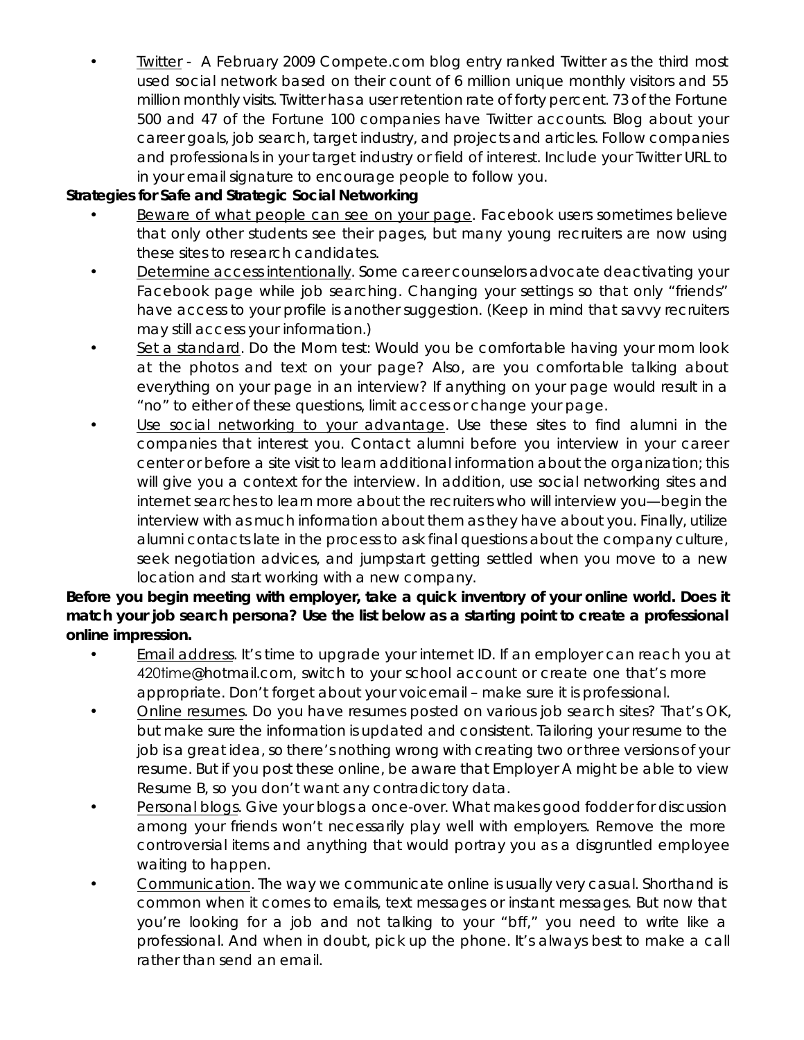- Twitter - A February 2009 Compete.com blog entry ranked Twitter as the third most used social network based on their count of 6 million unique monthly visitors and 55 million monthly visits. Twitter has a user retention rate of forty percent. 73 of the Fortune 500 and 47 of the Fortune 100 companies have Twitter accounts. Blog about your career goals, job search, target industry, and projects and articles. Follow companies and professionals in your target industry or field of interest. Include your Twitter URL to in your email signature to encourage people to follow you.

**Strategies for Safe and Strategic Social Networking**

- Beware of what people can see on your page. Facebook users sometimes believe that only other students see their pages, but many young recruiters are now using these sites to research candidates.
- Determine access intentionally. Some career counselors advocate deactivating your Facebook page while job searching. Changing your settings so that only "friends" have access to your profile is another suggestion. (Keep in mind that savvy recruiters may still access your information.)
- Set a standard. Do the Mom test: Would you be comfortable having your mom look at the photos and text on your page? Also, are you comfortable talking about everything on your page in an interview? If anything on your page would result in a "no" to either of these questions, limit access or change your page.
- Use social networking to your advantage. Use these sites to find alumni in the companies that interest you. Contact alumni before you interview in your career center or before a site visit to learn additional information about the organization; this will give you a context for the interview. In addition, use social networking sites and internet searches to learn more about the recruiters who will interview you—begin the interview with as much information about them as they have about you. Finally, utilize alumni contacts late in the process to ask final questions about the company culture, seek negotiation advices, and jumpstart getting settled when you move to a new location and start working with a new company.

**Before you begin meeting with employer, take a quick inventory of your online world. Does it match your job search persona? Use the list below as a starting point to create a professional online impression.**

- Email address. It's time to upgrade your internet ID. If an employer can reach you at 420time@hotmail.com, switch to your school account or create one that's more appropriate. Don't forget about your voicemail – make sure it is professional.
- Online resumes. Do you have resumes posted on various job search sites? That's OK, but make sure the information is updated and consistent. Tailoring your resume to the job is a great idea, so there's nothing wrong with creating two or three versions of your resume. But if you post these online, be aware that Employer A might be able to view Resume B, so you don't want any contradictory data.
- Personal blogs. Give your blogs a once-over. What makes good fodder for discussion among your friends won't necessarily play well with employers. Remove the more controversial items and anything that would portray you as a disgruntled employee waiting to happen.
- Communication. The way we communicate online is usually very casual. Shorthand is common when it comes to emails, text messages or instant messages. But now that you're looking for a job and not talking to your "bff," you need to write like a professional. And when in doubt, pick up the phone. It's always best to make a call rather than send an email.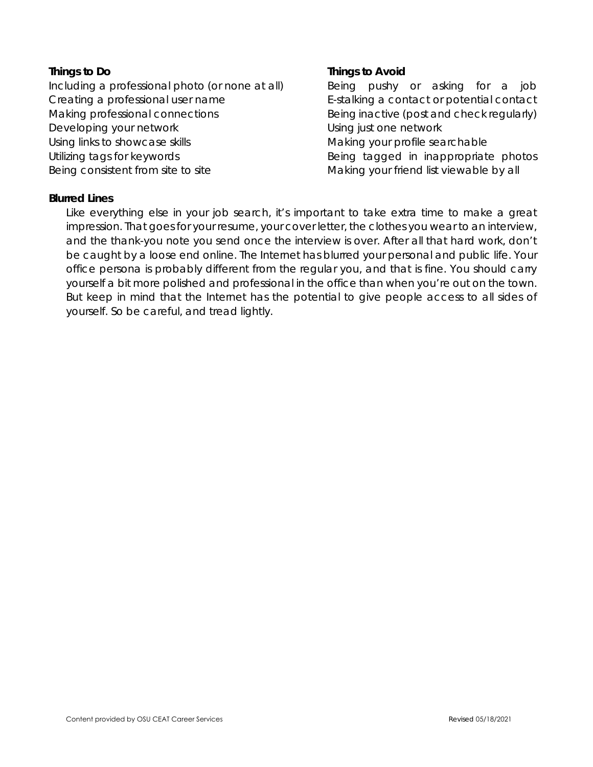**Things to Do**

Including a professional photo (or none at all)
Creating a professional user name
Making professional connections
Developing your network
Using links to showcase skills
Utilizing tags for keywords
Being consistent from site to site

**Things to Avoid**

Being pushy or asking for a job
E-stalking a contact or potential contact
Being inactive (post and check regularly)
Using just one network
Making your profile searchable
Being tagged in inappropriate photos
Making your friend list viewable by all

**Blurred Lines**

Like everything else in your job search, it's important to take extra time to make a great impression. That goes for your resume, your cover letter, the clothes you wear to an interview, and the thank-you note you send once the interview is over. After all that hard work, don't be caught by a loose end online. The Internet has blurred your personal and public life. Your office persona is probably different from the regular you, and that is fine. You should carry yourself a bit more polished and professional in the office than when you're out on the town. But keep in mind that the Internet has the potential to give people access to all sides of yourself. So be careful, and tread lightly.